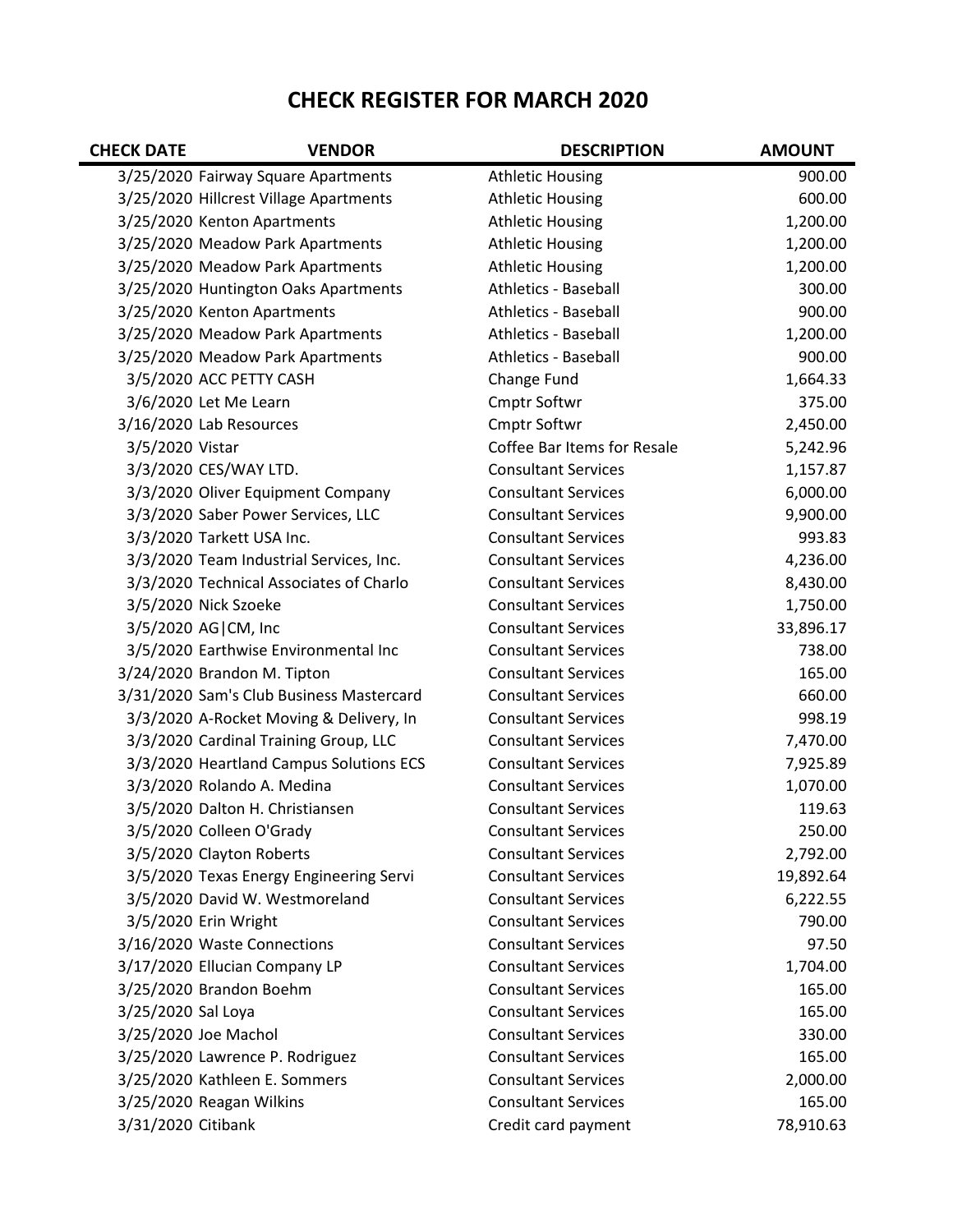# CHECK REGISTER FOR MARCH 2020

| CHECK DATE | VENDOR | DESCRIPTION | AMOUNT |
|---|---|---|---|
| 3/25/2020 | Fairway Square Apartments | Athletic Housing | 900.00 |
| 3/25/2020 | Hillcrest Village Apartments | Athletic Housing | 600.00 |
| 3/25/2020 | Kenton Apartments | Athletic Housing | 1,200.00 |
| 3/25/2020 | Meadow Park Apartments | Athletic Housing | 1,200.00 |
| 3/25/2020 | Meadow Park Apartments | Athletic Housing | 1,200.00 |
| 3/25/2020 | Huntington Oaks Apartments | Athletics - Baseball | 300.00 |
| 3/25/2020 | Kenton Apartments | Athletics - Baseball | 900.00 |
| 3/25/2020 | Meadow Park Apartments | Athletics - Baseball | 1,200.00 |
| 3/25/2020 | Meadow Park Apartments | Athletics - Baseball | 900.00 |
| 3/5/2020 | ACC PETTY CASH | Change Fund | 1,664.33 |
| 3/6/2020 | Let Me Learn | Cmptr Softwr | 375.00 |
| 3/16/2020 | Lab Resources | Cmptr Softwr | 2,450.00 |
| 3/5/2020 | Vistar | Coffee Bar Items for Resale | 5,242.96 |
| 3/3/2020 | CES/WAY LTD. | Consultant Services | 1,157.87 |
| 3/3/2020 | Oliver Equipment Company | Consultant Services | 6,000.00 |
| 3/3/2020 | Saber Power Services, LLC | Consultant Services | 9,900.00 |
| 3/3/2020 | Tarkett USA Inc. | Consultant Services | 993.83 |
| 3/3/2020 | Team Industrial Services, Inc. | Consultant Services | 4,236.00 |
| 3/3/2020 | Technical Associates of Charlo | Consultant Services | 8,430.00 |
| 3/5/2020 | Nick Szoeke | Consultant Services | 1,750.00 |
| 3/5/2020 | AG\|CM, Inc | Consultant Services | 33,896.17 |
| 3/5/2020 | Earthwise Environmental Inc | Consultant Services | 738.00 |
| 3/24/2020 | Brandon M. Tipton | Consultant Services | 165.00 |
| 3/31/2020 | Sam's Club Business Mastercard | Consultant Services | 660.00 |
| 3/3/2020 | A-Rocket Moving & Delivery, In | Consultant Services | 998.19 |
| 3/3/2020 | Cardinal Training Group, LLC | Consultant Services | 7,470.00 |
| 3/3/2020 | Heartland Campus Solutions ECS | Consultant Services | 7,925.89 |
| 3/3/2020 | Rolando A. Medina | Consultant Services | 1,070.00 |
| 3/5/2020 | Dalton H. Christiansen | Consultant Services | 119.63 |
| 3/5/2020 | Colleen O'Grady | Consultant Services | 250.00 |
| 3/5/2020 | Clayton Roberts | Consultant Services | 2,792.00 |
| 3/5/2020 | Texas Energy Engineering Servi | Consultant Services | 19,892.64 |
| 3/5/2020 | David W. Westmoreland | Consultant Services | 6,222.55 |
| 3/5/2020 | Erin Wright | Consultant Services | 790.00 |
| 3/16/2020 | Waste Connections | Consultant Services | 97.50 |
| 3/17/2020 | Ellucian Company LP | Consultant Services | 1,704.00 |
| 3/25/2020 | Brandon Boehm | Consultant Services | 165.00 |
| 3/25/2020 | Sal Loya | Consultant Services | 165.00 |
| 3/25/2020 | Joe Machol | Consultant Services | 330.00 |
| 3/25/2020 | Lawrence P. Rodriguez | Consultant Services | 165.00 |
| 3/25/2020 | Kathleen E. Sommers | Consultant Services | 2,000.00 |
| 3/25/2020 | Reagan Wilkins | Consultant Services | 165.00 |
| 3/31/2020 | Citibank | Credit card payment | 78,910.63 |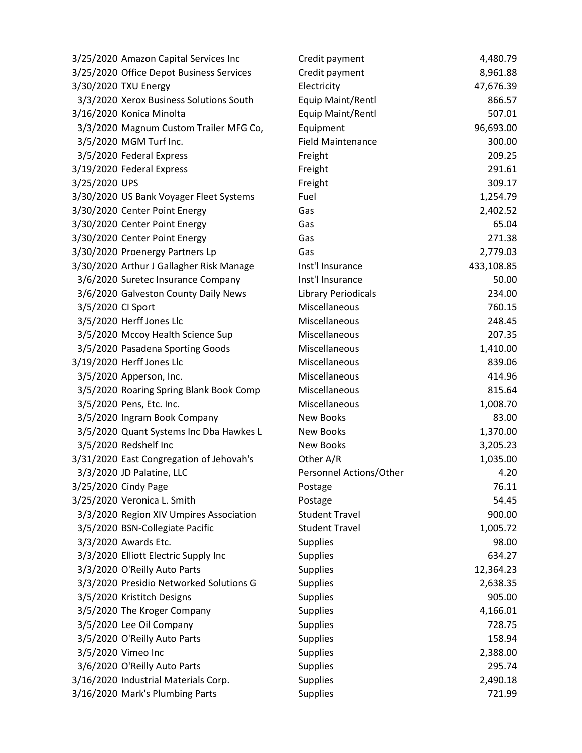| | | | |
|---|---|---|---|
| 3/25/2020 | Amazon Capital Services Inc | Credit payment | 4,480.79 |
| 3/25/2020 | Office Depot Business Services | Credit payment | 8,961.88 |
| 3/30/2020 | TXU Energy | Electricity | 47,676.39 |
| 3/3/2020 | Xerox Business Solutions South | Equip Maint/Rentl | 866.57 |
| 3/16/2020 | Konica Minolta | Equip Maint/Rentl | 507.01 |
| 3/3/2020 | Magnum Custom Trailer MFG Co, | Equipment | 96,693.00 |
| 3/5/2020 | MGM Turf Inc. | Field Maintenance | 300.00 |
| 3/5/2020 | Federal Express | Freight | 209.25 |
| 3/19/2020 | Federal Express | Freight | 291.61 |
| 3/25/2020 | UPS | Freight | 309.17 |
| 3/30/2020 | US Bank Voyager Fleet Systems | Fuel | 1,254.79 |
| 3/30/2020 | Center Point Energy | Gas | 2,402.52 |
| 3/30/2020 | Center Point Energy | Gas | 65.04 |
| 3/30/2020 | Center Point Energy | Gas | 271.38 |
| 3/30/2020 | Proenergy Partners Lp | Gas | 2,779.03 |
| 3/30/2020 | Arthur J Gallagher Risk Manage | Inst'l Insurance | 433,108.85 |
| 3/6/2020 | Suretec Insurance Company | Inst'l Insurance | 50.00 |
| 3/6/2020 | Galveston County Daily News | Library Periodicals | 234.00 |
| 3/5/2020 | CI Sport | Miscellaneous | 760.15 |
| 3/5/2020 | Herff Jones Llc | Miscellaneous | 248.45 |
| 3/5/2020 | Mccoy Health Science Sup | Miscellaneous | 207.35 |
| 3/5/2020 | Pasadena Sporting Goods | Miscellaneous | 1,410.00 |
| 3/19/2020 | Herff Jones Llc | Miscellaneous | 839.06 |
| 3/5/2020 | Apperson, Inc. | Miscellaneous | 414.96 |
| 3/5/2020 | Roaring Spring Blank Book Comp | Miscellaneous | 815.64 |
| 3/5/2020 | Pens, Etc. Inc. | Miscellaneous | 1,008.70 |
| 3/5/2020 | Ingram Book Company | New Books | 83.00 |
| 3/5/2020 | Quant Systems Inc Dba Hawkes L | New Books | 1,370.00 |
| 3/5/2020 | Redshelf Inc | New Books | 3,205.23 |
| 3/31/2020 | East Congregation of Jehovah's | Other A/R | 1,035.00 |
| 3/3/2020 | JD Palatine, LLC | Personnel Actions/Other | 4.20 |
| 3/25/2020 | Cindy Page | Postage | 76.11 |
| 3/25/2020 | Veronica L. Smith | Postage | 54.45 |
| 3/3/2020 | Region XIV Umpires Association | Student Travel | 900.00 |
| 3/5/2020 | BSN-Collegiate Pacific | Student Travel | 1,005.72 |
| 3/3/2020 | Awards Etc. | Supplies | 98.00 |
| 3/3/2020 | Elliott Electric Supply Inc | Supplies | 634.27 |
| 3/3/2020 | O'Reilly Auto Parts | Supplies | 12,364.23 |
| 3/3/2020 | Presidio Networked Solutions G | Supplies | 2,638.35 |
| 3/5/2020 | Kristitch Designs | Supplies | 905.00 |
| 3/5/2020 | The Kroger Company | Supplies | 4,166.01 |
| 3/5/2020 | Lee Oil Company | Supplies | 728.75 |
| 3/5/2020 | O'Reilly Auto Parts | Supplies | 158.94 |
| 3/5/2020 | Vimeo Inc | Supplies | 2,388.00 |
| 3/6/2020 | O'Reilly Auto Parts | Supplies | 295.74 |
| 3/16/2020 | Industrial Materials Corp. | Supplies | 2,490.18 |
| 3/16/2020 | Mark's Plumbing Parts | Supplies | 721.99 |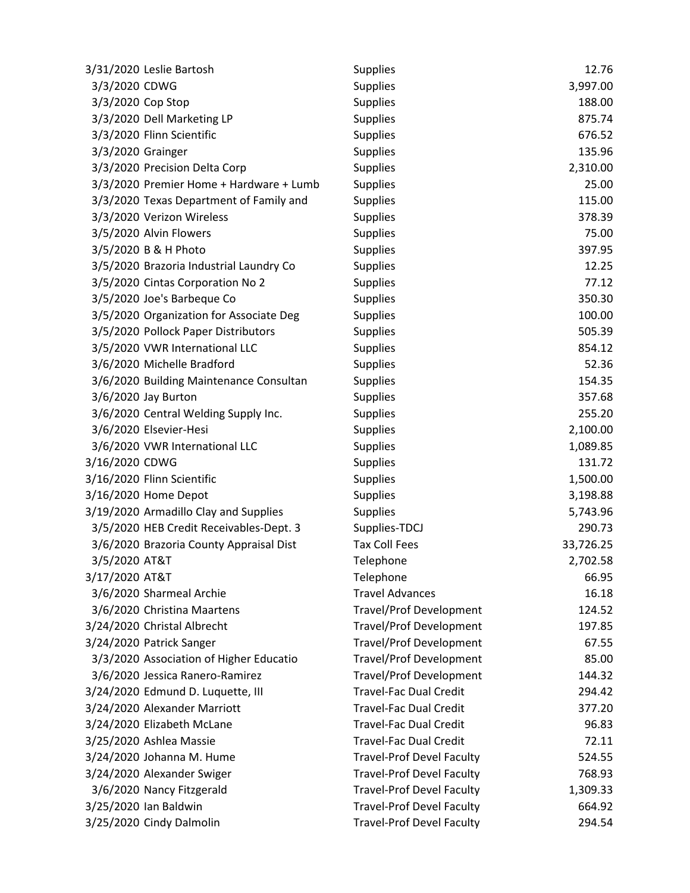| | | | |
|---|---|---|---|
| 3/31/2020 | Leslie Bartosh | Supplies | 12.76 |
| 3/3/2020 | CDWG | Supplies | 3,997.00 |
| 3/3/2020 | Cop Stop | Supplies | 188.00 |
| 3/3/2020 | Dell Marketing LP | Supplies | 875.74 |
| 3/3/2020 | Flinn Scientific | Supplies | 676.52 |
| 3/3/2020 | Grainger | Supplies | 135.96 |
| 3/3/2020 | Precision Delta Corp | Supplies | 2,310.00 |
| 3/3/2020 | Premier Home + Hardware + Lumb | Supplies | 25.00 |
| 3/3/2020 | Texas Department of Family and | Supplies | 115.00 |
| 3/3/2020 | Verizon Wireless | Supplies | 378.39 |
| 3/5/2020 | Alvin Flowers | Supplies | 75.00 |
| 3/5/2020 | B & H Photo | Supplies | 397.95 |
| 3/5/2020 | Brazoria Industrial Laundry Co | Supplies | 12.25 |
| 3/5/2020 | Cintas Corporation No 2 | Supplies | 77.12 |
| 3/5/2020 | Joe's Barbeque Co | Supplies | 350.30 |
| 3/5/2020 | Organization for Associate Deg | Supplies | 100.00 |
| 3/5/2020 | Pollock Paper Distributors | Supplies | 505.39 |
| 3/5/2020 | VWR International LLC | Supplies | 854.12 |
| 3/6/2020 | Michelle Bradford | Supplies | 52.36 |
| 3/6/2020 | Building Maintenance Consultan | Supplies | 154.35 |
| 3/6/2020 | Jay Burton | Supplies | 357.68 |
| 3/6/2020 | Central Welding Supply Inc. | Supplies | 255.20 |
| 3/6/2020 | Elsevier-Hesi | Supplies | 2,100.00 |
| 3/6/2020 | VWR International LLC | Supplies | 1,089.85 |
| 3/16/2020 | CDWG | Supplies | 131.72 |
| 3/16/2020 | Flinn Scientific | Supplies | 1,500.00 |
| 3/16/2020 | Home Depot | Supplies | 3,198.88 |
| 3/19/2020 | Armadillo Clay and Supplies | Supplies | 5,743.96 |
| 3/5/2020 | HEB Credit Receivables-Dept. 3 | Supplies-TDCJ | 290.73 |
| 3/6/2020 | Brazoria County Appraisal Dist | Tax Coll Fees | 33,726.25 |
| 3/5/2020 | AT&T | Telephone | 2,702.58 |
| 3/17/2020 | AT&T | Telephone | 66.95 |
| 3/6/2020 | Sharmeal Archie | Travel Advances | 16.18 |
| 3/6/2020 | Christina Maartens | Travel/Prof Development | 124.52 |
| 3/24/2020 | Christal Albrecht | Travel/Prof Development | 197.85 |
| 3/24/2020 | Patrick Sanger | Travel/Prof Development | 67.55 |
| 3/3/2020 | Association of Higher Educatio | Travel/Prof Development | 85.00 |
| 3/6/2020 | Jessica Ranero-Ramirez | Travel/Prof Development | 144.32 |
| 3/24/2020 | Edmund D. Luquette, III | Travel-Fac Dual Credit | 294.42 |
| 3/24/2020 | Alexander Marriott | Travel-Fac Dual Credit | 377.20 |
| 3/24/2020 | Elizabeth McLane | Travel-Fac Dual Credit | 96.83 |
| 3/25/2020 | Ashlea Massie | Travel-Fac Dual Credit | 72.11 |
| 3/24/2020 | Johanna M. Hume | Travel-Prof Devel Faculty | 524.55 |
| 3/24/2020 | Alexander Swiger | Travel-Prof Devel Faculty | 768.93 |
| 3/6/2020 | Nancy Fitzgerald | Travel-Prof Devel Faculty | 1,309.33 |
| 3/25/2020 | Ian Baldwin | Travel-Prof Devel Faculty | 664.92 |
| 3/25/2020 | Cindy Dalmolin | Travel-Prof Devel Faculty | 294.54 |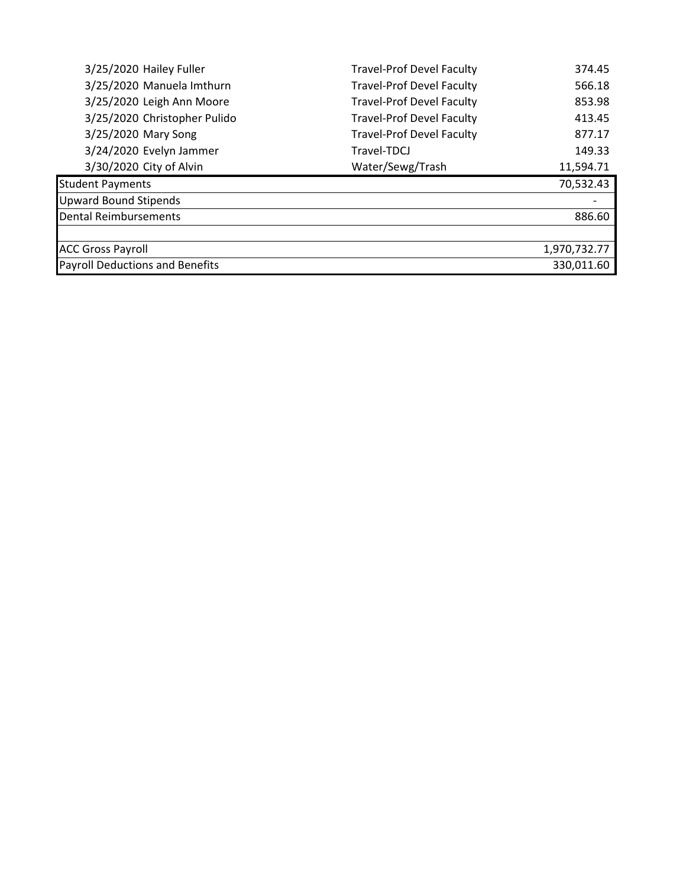| | | | |
|---|---|---|---|
| 3/25/2020 | Hailey Fuller | Travel-Prof Devel Faculty | 374.45 |
| 3/25/2020 | Manuela Imthurn | Travel-Prof Devel Faculty | 566.18 |
| 3/25/2020 | Leigh Ann Moore | Travel-Prof Devel Faculty | 853.98 |
| 3/25/2020 | Christopher Pulido | Travel-Prof Devel Faculty | 413.45 |
| 3/25/2020 | Mary Song | Travel-Prof Devel Faculty | 877.17 |
| 3/24/2020 | Evelyn Jammer | Travel-TDCJ | 149.33 |
| 3/30/2020 | City of Alvin | Water/Sewg/Trash | 11,594.71 |

| | |
|---|---|
| Student Payments | 70,532.43 |
| Upward Bound Stipends | - |
| Dental Reimbursements | 886.60 |
| | |
| ACC Gross Payroll | 1,970,732.77 |
| Payroll Deductions and Benefits | 330,011.60 |